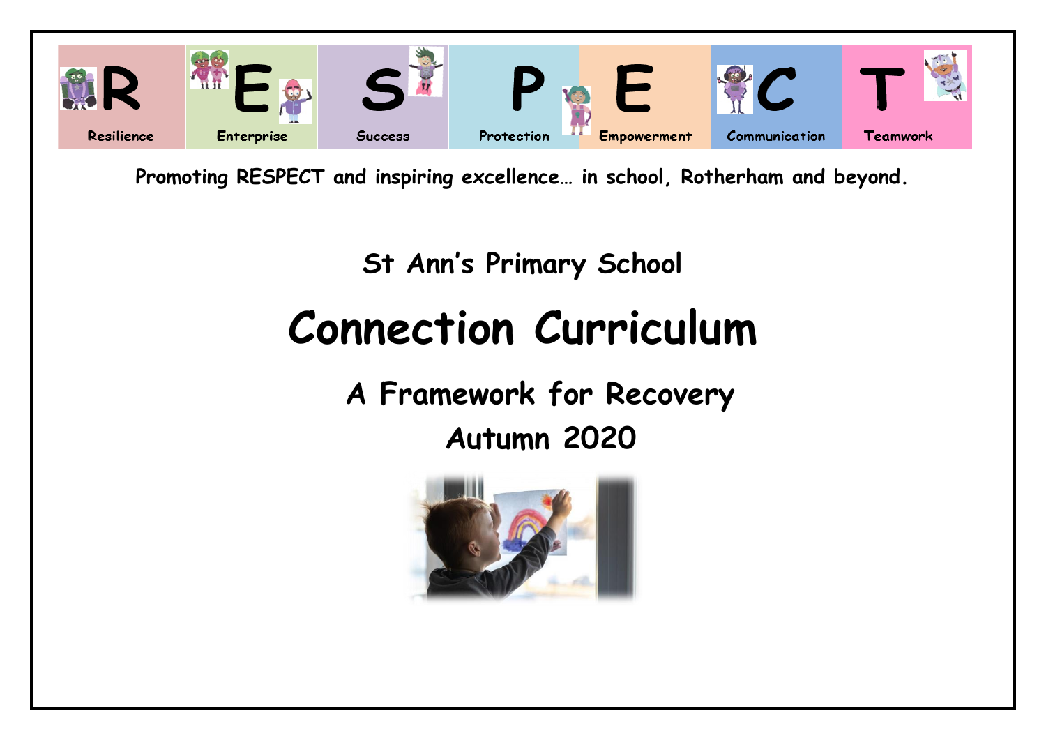R E S P E C T

Resilience | Enterprise | Success | Protection | Empowerment | Communication | Teamwork

**Promoting RESPECT and inspiring excellence… in school, Rotherham and beyond.**

## St Ann's Primary School

# Connection Curriculum

## A Framework for Recovery

## Autumn 2020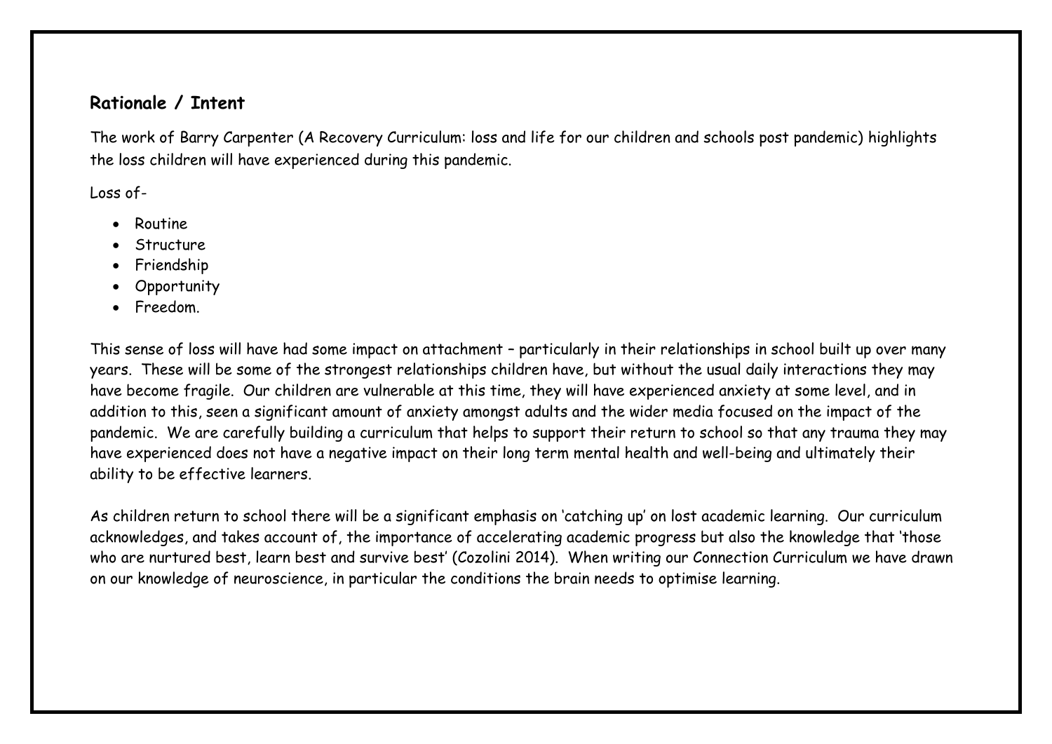## Rationale / Intent

The work of Barry Carpenter (A Recovery Curriculum: loss and life for our children and schools post pandemic) highlights the loss children will have experienced during this pandemic.

Loss of-

- Routine
- Structure
- Friendship
- Opportunity
- Freedom.

This sense of loss will have had some impact on attachment – particularly in their relationships in school built up over many years. These will be some of the strongest relationships children have, but without the usual daily interactions they may have become fragile. Our children are vulnerable at this time, they will have experienced anxiety at some level, and in addition to this, seen a significant amount of anxiety amongst adults and the wider media focused on the impact of the pandemic. We are carefully building a curriculum that helps to support their return to school so that any trauma they may have experienced does not have a negative impact on their long term mental health and well-being and ultimately their ability to be effective learners.

As children return to school there will be a significant emphasis on 'catching up' on lost academic learning. Our curriculum acknowledges, and takes account of, the importance of accelerating academic progress but also the knowledge that 'those who are nurtured best, learn best and survive best' (Cozolini 2014). When writing our Connection Curriculum we have drawn on our knowledge of neuroscience, in particular the conditions the brain needs to optimise learning.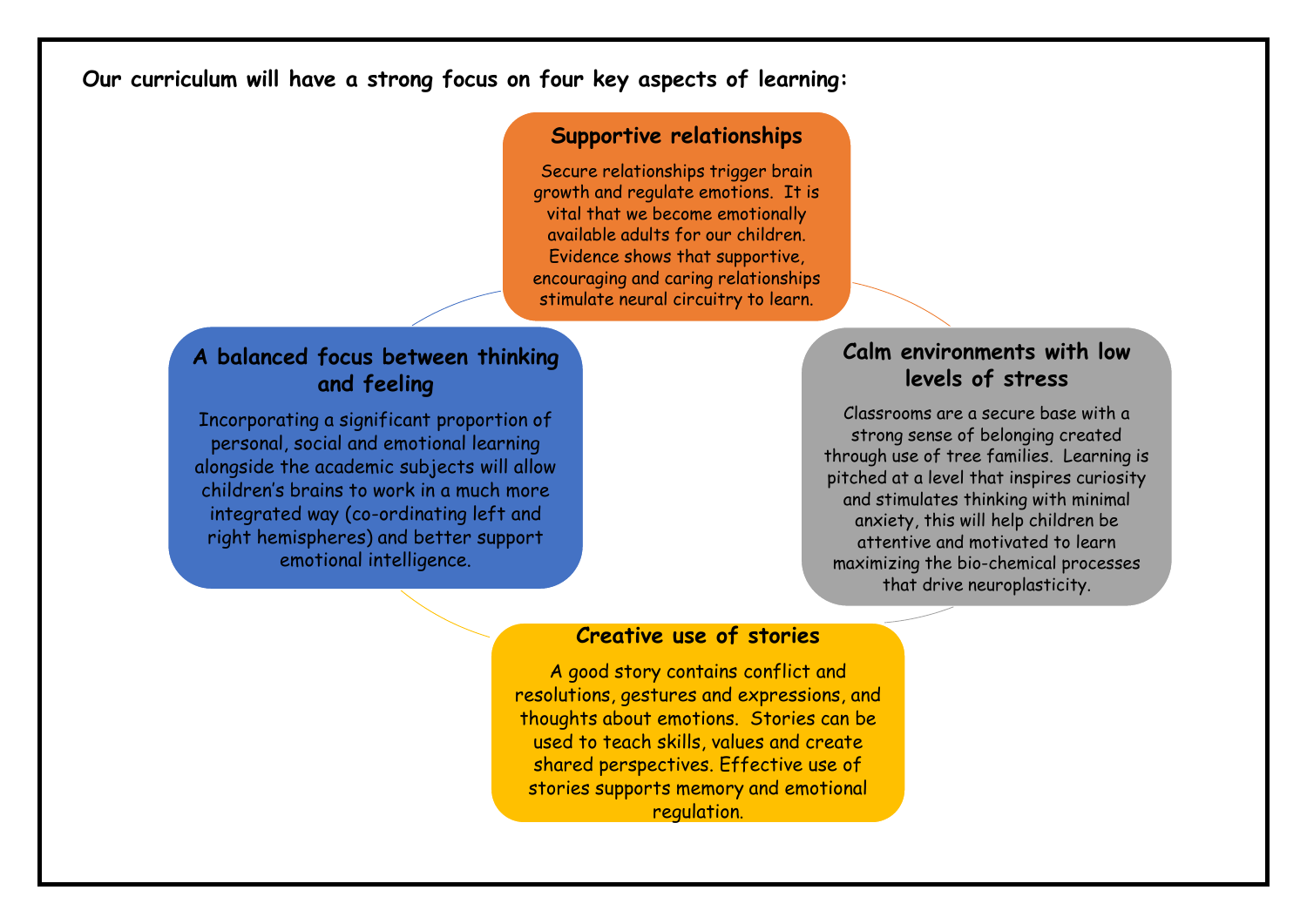**Our curriculum will have a strong focus on four key aspects of learning:**

### Supportive relationships

Secure relationships trigger brain growth and regulate emotions. It is vital that we become emotionally available adults for our children. Evidence shows that supportive, encouraging and caring relationships stimulate neural circuitry to learn.

### Calm environments with low levels of stress

Classrooms are a secure base with a strong sense of belonging created through use of tree families. Learning is pitched at a level that inspires curiosity and stimulates thinking with minimal anxiety, this will help children be attentive and motivated to learn maximizing the bio-chemical processes that drive neuroplasticity.

### Creative use of stories

A good story contains conflict and resolutions, gestures and expressions, and thoughts about emotions. Stories can be used to teach skills, values and create shared perspectives. Effective use of stories supports memory and emotional regulation.

### A balanced focus between thinking and feeling

Incorporating a significant proportion of personal, social and emotional learning alongside the academic subjects will allow children's brains to work in a much more integrated way (co-ordinating left and right hemispheres) and better support emotional intelligence.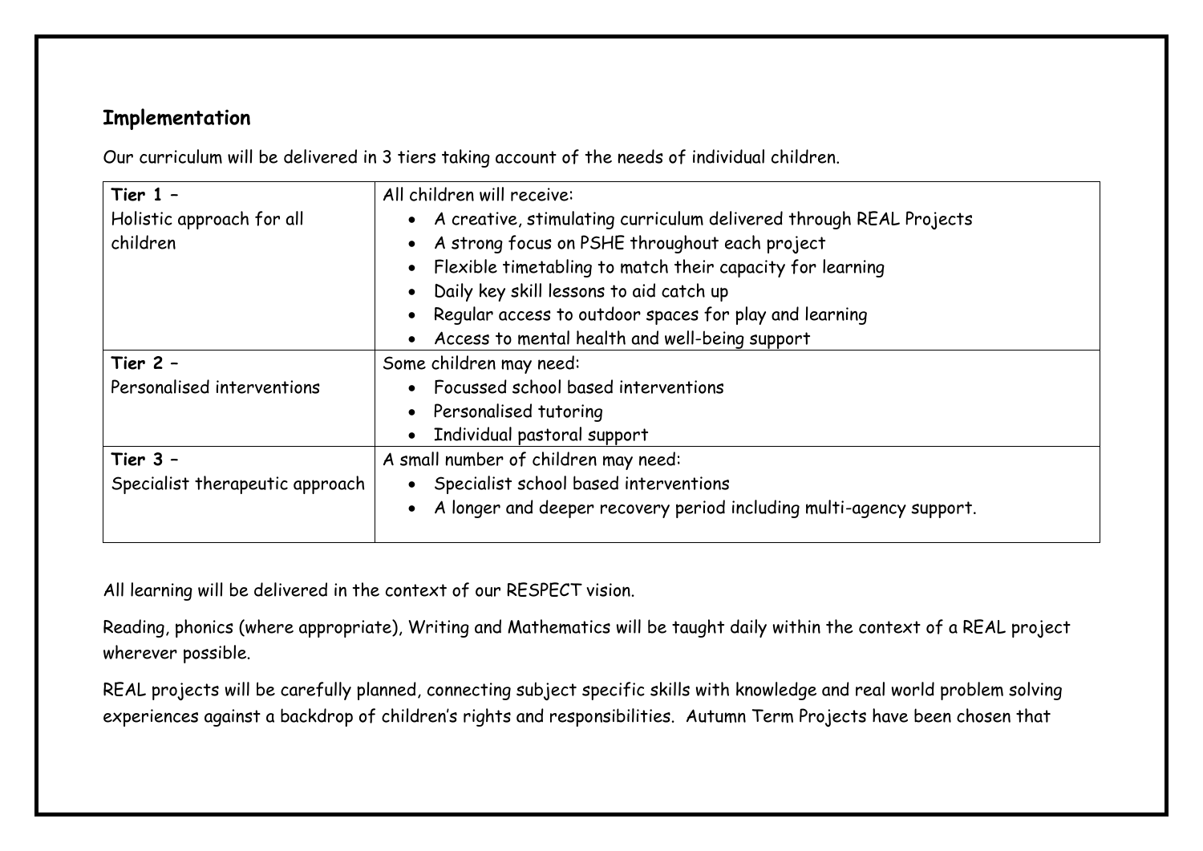## Implementation

Our curriculum will be delivered in 3 tiers taking account of the needs of individual children.

| | |
|---|---|
| **Tier 1 –**<br>Holistic approach for all children | All children will receive:<br>• A creative, stimulating curriculum delivered through REAL Projects<br>• A strong focus on PSHE throughout each project<br>• Flexible timetabling to match their capacity for learning<br>• Daily key skill lessons to aid catch up<br>• Regular access to outdoor spaces for play and learning<br>• Access to mental health and well-being support |
| **Tier 2 –**<br>Personalised interventions | Some children may need:<br>• Focussed school based interventions<br>• Personalised tutoring<br>• Individual pastoral support |
| **Tier 3 –**<br>Specialist therapeutic approach | A small number of children may need:<br>• Specialist school based interventions<br>• A longer and deeper recovery period including multi-agency support. |

All learning will be delivered in the context of our RESPECT vision.

Reading, phonics (where appropriate), Writing and Mathematics will be taught daily within the context of a REAL project wherever possible.

REAL projects will be carefully planned, connecting subject specific skills with knowledge and real world problem solving experiences against a backdrop of children's rights and responsibilities. Autumn Term Projects have been chosen that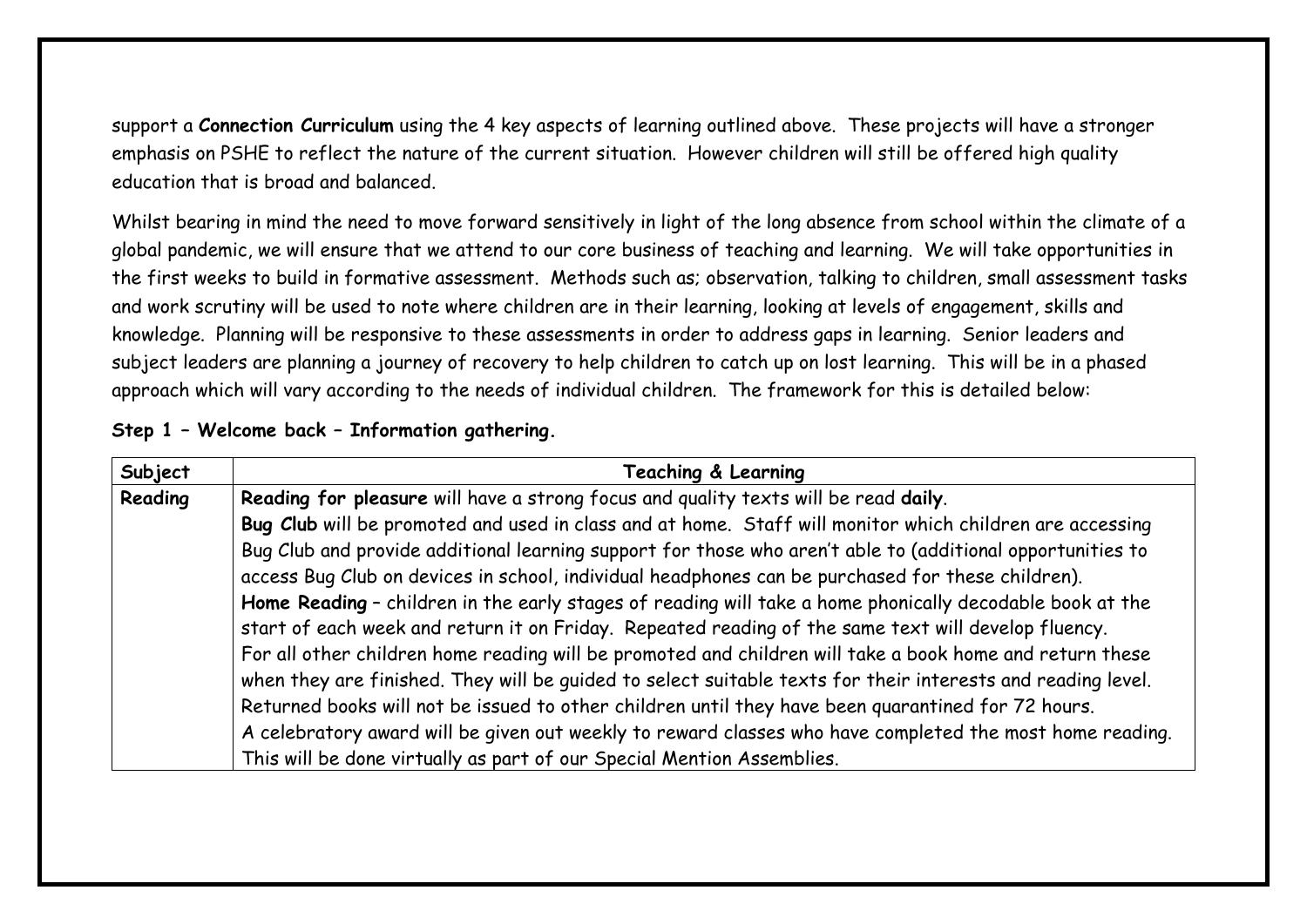support a **Connection Curriculum** using the 4 key aspects of learning outlined above. These projects will have a stronger emphasis on PSHE to reflect the nature of the current situation. However children will still be offered high quality education that is broad and balanced.

Whilst bearing in mind the need to move forward sensitively in light of the long absence from school within the climate of a global pandemic, we will ensure that we attend to our core business of teaching and learning. We will take opportunities in the first weeks to build in formative assessment. Methods such as; observation, talking to children, small assessment tasks and work scrutiny will be used to note where children are in their learning, looking at levels of engagement, skills and knowledge. Planning will be responsive to these assessments in order to address gaps in learning. Senior leaders and subject leaders are planning a journey of recovery to help children to catch up on lost learning. This will be in a phased approach which will vary according to the needs of individual children. The framework for this is detailed below:

**Step 1 – Welcome back – Information gathering.**

| Subject | Teaching & Learning |
| --- | --- |
| **Reading** | **Reading for pleasure** will have a strong focus and quality texts will be read **daily**.<br>**Bug Club** will be promoted and used in class and at home. Staff will monitor which children are accessing Bug Club and provide additional learning support for those who aren't able to (additional opportunities to access Bug Club on devices in school, individual headphones can be purchased for these children).<br>**Home Reading** – children in the early stages of reading will take a home phonically decodable book at the start of each week and return it on Friday. Repeated reading of the same text will develop fluency.<br>For all other children home reading will be promoted and children will take a book home and return these when they are finished. They will be guided to select suitable texts for their interests and reading level.<br>Returned books will not be issued to other children until they have been quarantined for 72 hours.<br>A celebratory award will be given out weekly to reward classes who have completed the most home reading. This will be done virtually as part of our Special Mention Assemblies. |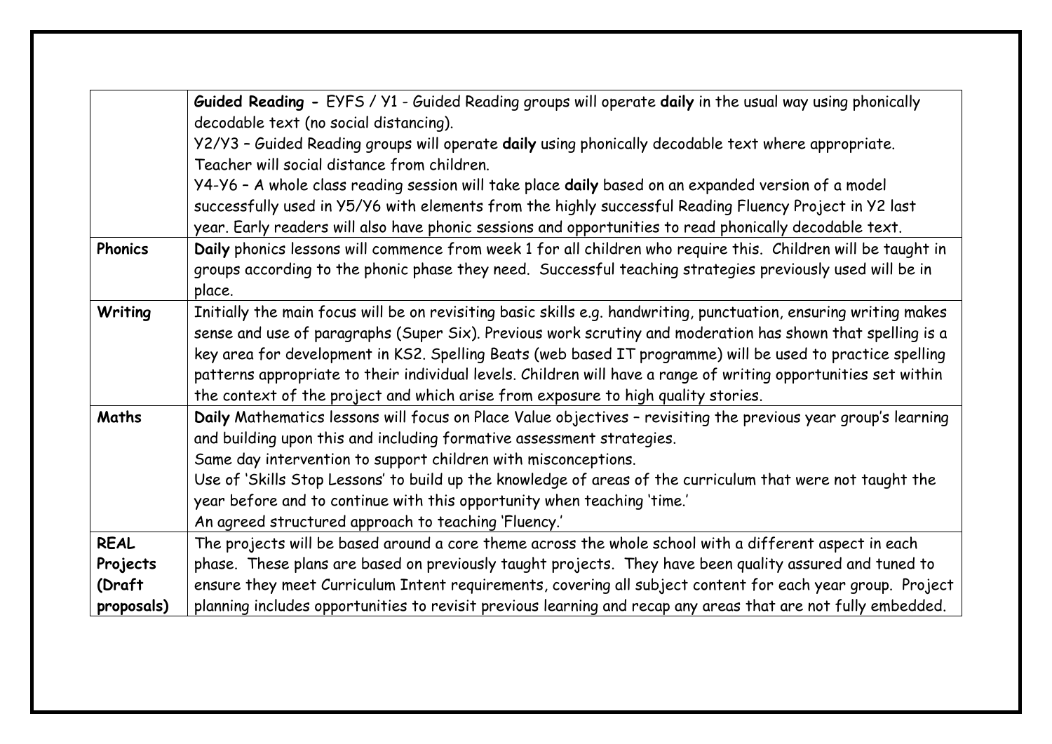|  |  |
|---|---|
|  | **Guided Reading -** EYFS / Y1 - Guided Reading groups will operate **daily** in the usual way using phonically decodable text (no social distancing).<br>Y2/Y3 – Guided Reading groups will operate **daily** using phonically decodable text where appropriate. Teacher will social distance from children.<br>Y4-Y6 – A whole class reading session will take place **daily** based on an expanded version of a model successfully used in Y5/Y6 with elements from the highly successful Reading Fluency Project in Y2 last year. Early readers will also have phonic sessions and opportunities to read phonically decodable text. |
| **Phonics** | **Daily** phonics lessons will commence from week 1 for all children who require this. Children will be taught in groups according to the phonic phase they need. Successful teaching strategies previously used will be in place. |
| **Writing** | Initially the main focus will be on revisiting basic skills e.g. handwriting, punctuation, ensuring writing makes sense and use of paragraphs (Super Six). Previous work scrutiny and moderation has shown that spelling is a key area for development in KS2. Spelling Beats (web based IT programme) will be used to practice spelling patterns appropriate to their individual levels. Children will have a range of writing opportunities set within the context of the project and which arise from exposure to high quality stories. |
| **Maths** | **Daily** Mathematics lessons will focus on Place Value objectives – revisiting the previous year group's learning and building upon this and including formative assessment strategies.<br>Same day intervention to support children with misconceptions.<br>Use of 'Skills Stop Lessons' to build up the knowledge of areas of the curriculum that were not taught the year before and to continue with this opportunity when teaching 'time.'<br>An agreed structured approach to teaching 'Fluency.' |
| **REAL Projects (Draft proposals)** | The projects will be based around a core theme across the whole school with a different aspect in each phase. These plans are based on previously taught projects. They have been quality assured and tuned to ensure they meet Curriculum Intent requirements, covering all subject content for each year group. Project planning includes opportunities to revisit previous learning and recap any areas that are not fully embedded. |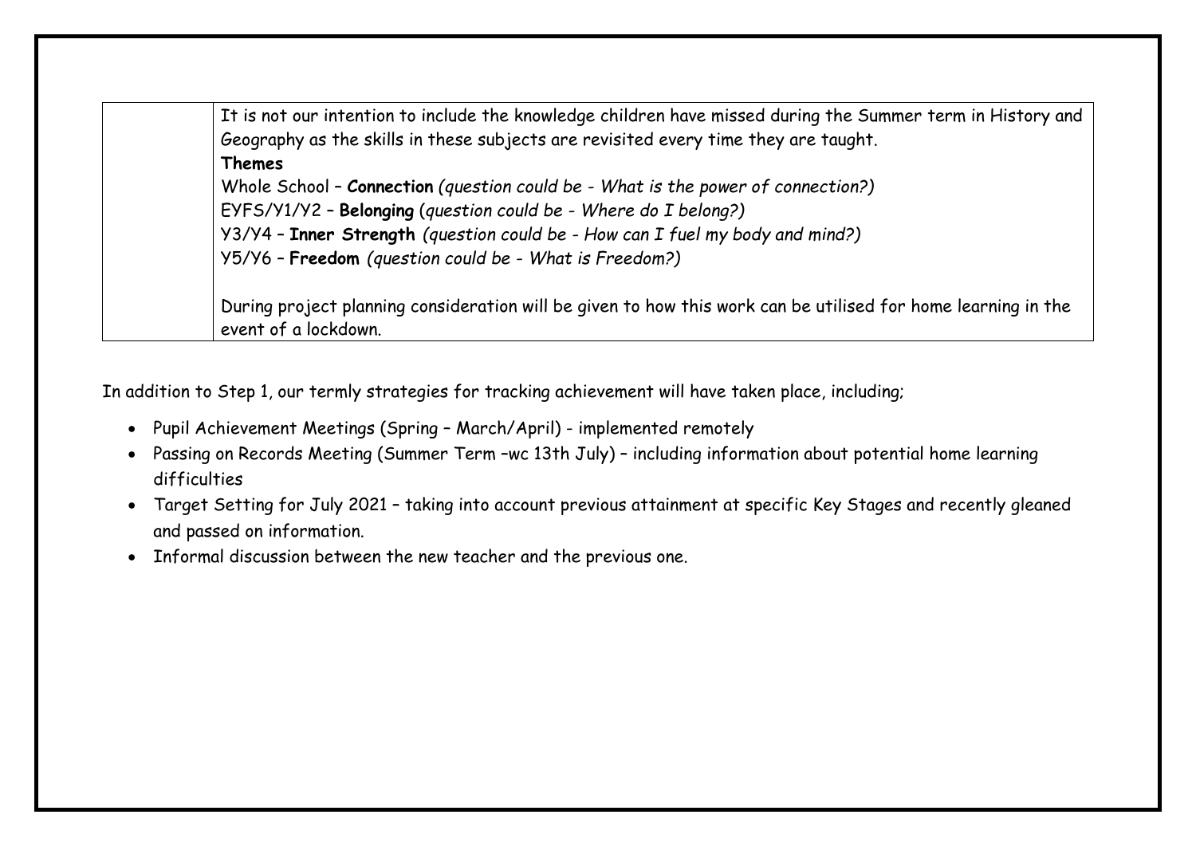|  | It is not our intention to include the knowledge children have missed during the Summer term in History and Geography as the skills in these subjects are revisited every time they are taught.<br>**Themes**<br>Whole School – **Connection** *(question could be - What is the power of connection?)*<br>EYFS/Y1/Y2 – **Belonging** (*question could be - Where do I belong?)*<br>Y3/Y4 – **Inner Strength** *(question could be - How can I fuel my body and mind?)*<br>Y5/Y6 – **Freedom** *(question could be - What is Freedom?)*<br><br>During project planning consideration will be given to how this work can be utilised for home learning in the event of a lockdown. |
|---|---|

In addition to Step 1, our termly strategies for tracking achievement will have taken place, including;

- Pupil Achievement Meetings (Spring – March/April) - implemented remotely
- Passing on Records Meeting (Summer Term –wc 13th July) – including information about potential home learning difficulties
- Target Setting for July 2021 – taking into account previous attainment at specific Key Stages and recently gleaned and passed on information.
- Informal discussion between the new teacher and the previous one.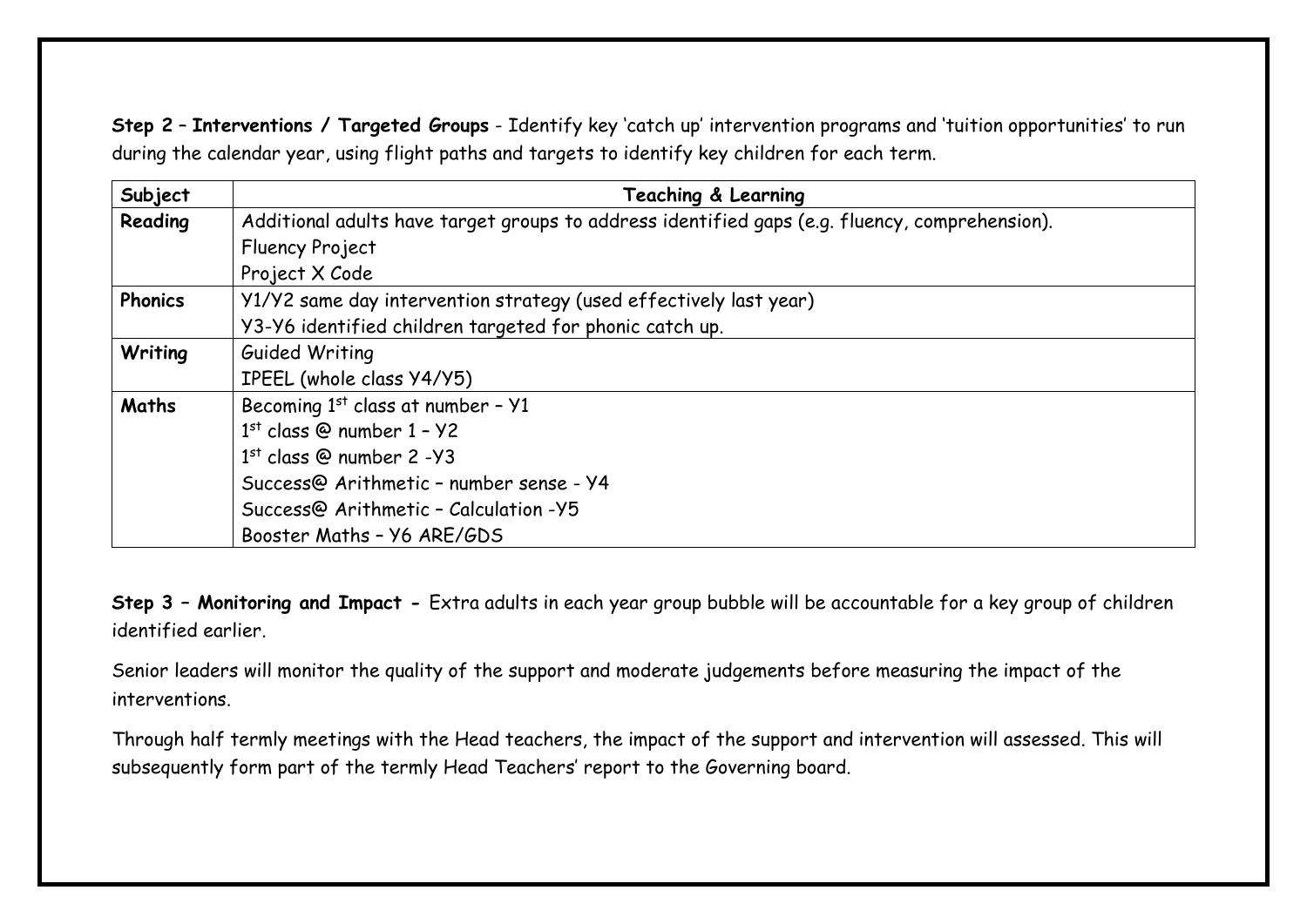**Step 2 – Interventions / Targeted Groups** - Identify key 'catch up' intervention programs and 'tuition opportunities' to run during the calendar year, using flight paths and targets to identify key children for each term.

| Subject | Teaching & Learning |
|---|---|
| **Reading** | Additional adults have target groups to address identified gaps (e.g. fluency, comprehension).<br>Fluency Project<br>Project X Code |
| **Phonics** | Y1/Y2 same day intervention strategy (used effectively last year)<br>Y3-Y6 identified children targeted for phonic catch up. |
| **Writing** | Guided Writing<br>IPEEL (whole class Y4/Y5) |
| **Maths** | Becoming 1st class at number – Y1<br>1st class @ number 1 – Y2<br>1st class @ number 2 -Y3<br>Success@ Arithmetic – number sense - Y4<br>Success@ Arithmetic – Calculation -Y5<br>Booster Maths – Y6 ARE/GDS |

**Step 3 – Monitoring and Impact -** Extra adults in each year group bubble will be accountable for a key group of children identified earlier.

Senior leaders will monitor the quality of the support and moderate judgements before measuring the impact of the interventions.

Through half termly meetings with the Head teachers, the impact of the support and intervention will assessed. This will subsequently form part of the termly Head Teachers' report to the Governing board.